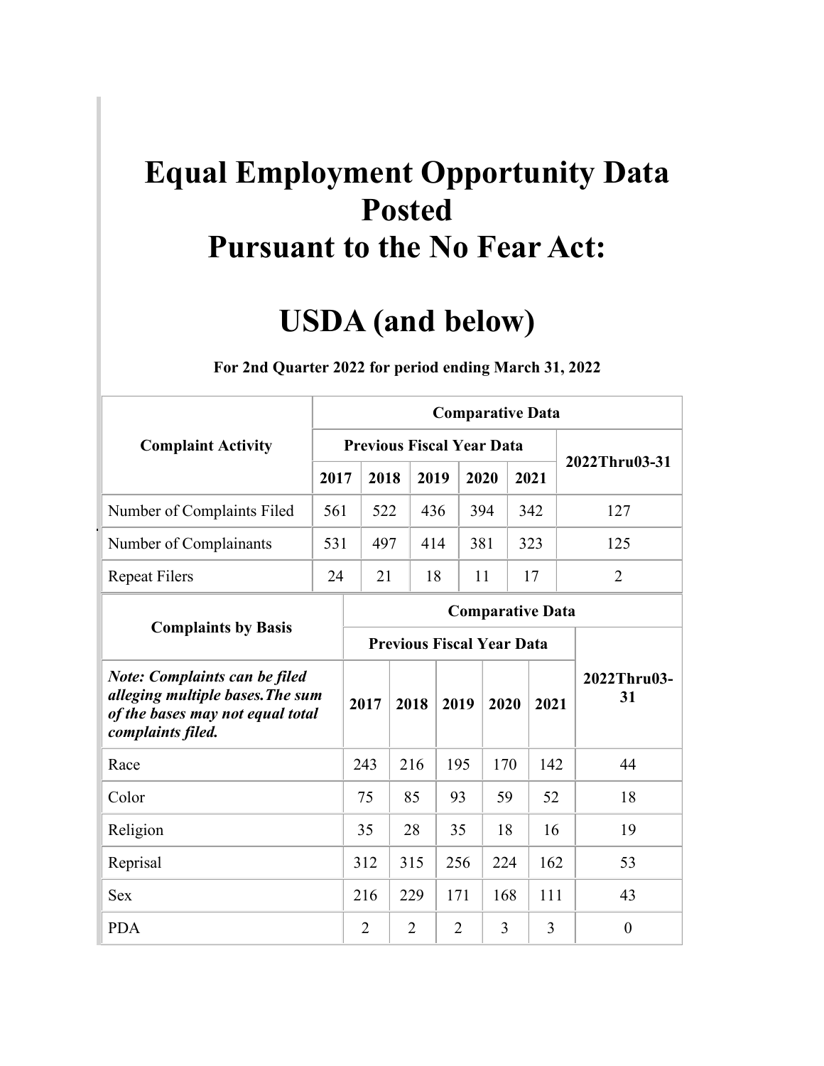# Equal Employment Opportunity Data Posted Pursuant to the No Fear Act:

# USDA (and below)

**For 2nd Quarter 2022 for period ending March 31, 2022**

| Complaint Activity | Comparative Data | | | | | |
|---|---|---|---|---|---|---|
| | Previous Fiscal Year Data | | | | | 2022Thru03-31 |
| | 2017 | 2018 | 2019 | 2020 | 2021 | |
| Number of Complaints Filed | 561 | 522 | 436 | 394 | 342 | 127 |
| Number of Complainants | 531 | 497 | 414 | 381 | 323 | 125 |
| Repeat Filers | 24 | 21 | 18 | 11 | 17 | 2 |

| Complaints by Basis | Comparative Data | | | | | |
|---|---|---|---|---|---|---|
| | Previous Fiscal Year Data | | | | | 2022Thru03-31 |
| ***Note: Complaints can be filed alleging multiple bases.The sum of the bases may not equal total complaints filed.*** | 2017 | 2018 | 2019 | 2020 | 2021 | |
| Race | 243 | 216 | 195 | 170 | 142 | 44 |
| Color | 75 | 85 | 93 | 59 | 52 | 18 |
| Religion | 35 | 28 | 35 | 18 | 16 | 19 |
| Reprisal | 312 | 315 | 256 | 224 | 162 | 53 |
| Sex | 216 | 229 | 171 | 168 | 111 | 43 |
| PDA | 2 | 2 | 2 | 3 | 3 | 0 |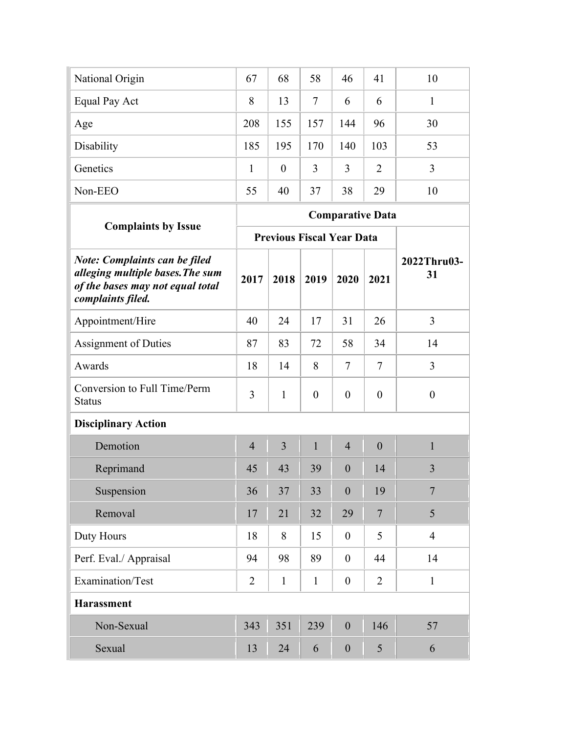| | | | | | | |
|---|---|---|---|---|---|---|
| National Origin | 67 | 68 | 58 | 46 | 41 | 10 |
| Equal Pay Act | 8 | 13 | 7 | 6 | 6 | 1 |
| Age | 208 | 155 | 157 | 144 | 96 | 30 |
| Disability | 185 | 195 | 170 | 140 | 103 | 53 |
| Genetics | 1 | 0 | 3 | 3 | 2 | 3 |
| Non-EEO | 55 | 40 | 37 | 38 | 29 | 10 |

| **Complaints by Issue** | **Comparative Data** | | | | | |
|---|---|---|---|---|---|---|
| | **Previous Fiscal Year Data** | | | | | |
| ***Note: Complaints can be filed alleging multiple bases.The sum of the bases may not equal total complaints filed.*** | **2017** | **2018** | **2019** | **2020** | **2021** | **2022Thru03-31** |
| Appointment/Hire | 40 | 24 | 17 | 31 | 26 | 3 |
| Assignment of Duties | 87 | 83 | 72 | 58 | 34 | 14 |
| Awards | 18 | 14 | 8 | 7 | 7 | 3 |
| Conversion to Full Time/Perm Status | 3 | 1 | 0 | 0 | 0 | 0 |
| **Disciplinary Action** | | | | | | |
| Demotion | 4 | 3 | 1 | 4 | 0 | 1 |
| Reprimand | 45 | 43 | 39 | 0 | 14 | 3 |
| Suspension | 36 | 37 | 33 | 0 | 19 | 7 |
| Removal | 17 | 21 | 32 | 29 | 7 | 5 |
| Duty Hours | 18 | 8 | 15 | 0 | 5 | 4 |
| Perf. Eval./ Appraisal | 94 | 98 | 89 | 0 | 44 | 14 |
| Examination/Test | 2 | 1 | 1 | 0 | 2 | 1 |
| **Harassment** | | | | | | |
| Non-Sexual | 343 | 351 | 239 | 0 | 146 | 57 |
| Sexual | 13 | 24 | 6 | 0 | 5 | 6 |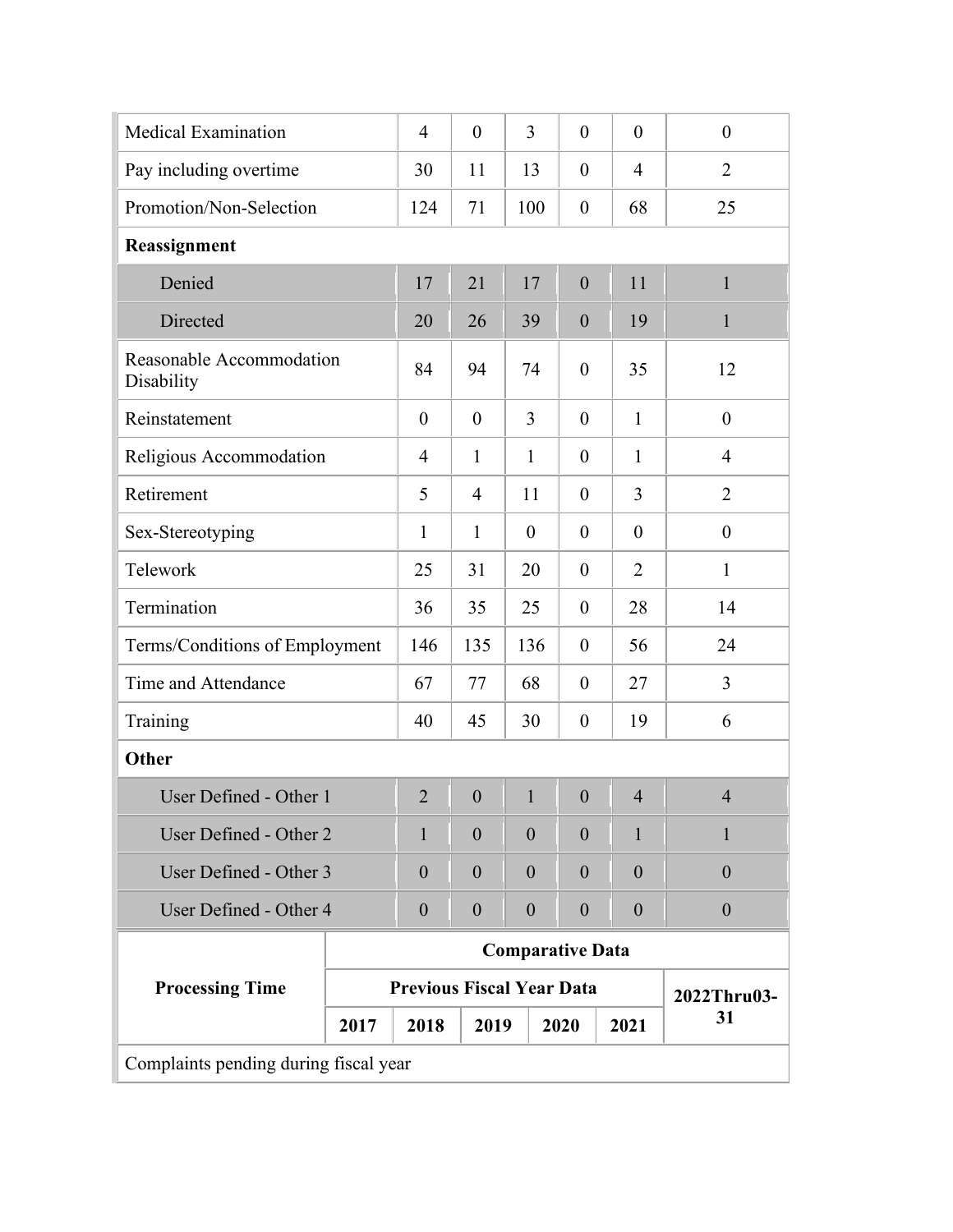| | | | | | | |
|---|---|---|---|---|---|---|
| Medical Examination | 4 | 0 | 3 | 0 | 0 | 0 |
| Pay including overtime | 30 | 11 | 13 | 0 | 4 | 2 |
| Promotion/Non-Selection | 124 | 71 | 100 | 0 | 68 | 25 |
| **Reassignment** | | | | | | |
| Denied | 17 | 21 | 17 | 0 | 11 | 1 |
| Directed | 20 | 26 | 39 | 0 | 19 | 1 |
| Reasonable Accommodation Disability | 84 | 94 | 74 | 0 | 35 | 12 |
| Reinstatement | 0 | 0 | 3 | 0 | 1 | 0 |
| Religious Accommodation | 4 | 1 | 1 | 0 | 1 | 4 |
| Retirement | 5 | 4 | 11 | 0 | 3 | 2 |
| Sex-Stereotyping | 1 | 1 | 0 | 0 | 0 | 0 |
| Telework | 25 | 31 | 20 | 0 | 2 | 1 |
| Termination | 36 | 35 | 25 | 0 | 28 | 14 |
| Terms/Conditions of Employment | 146 | 135 | 136 | 0 | 56 | 24 |
| Time and Attendance | 67 | 77 | 68 | 0 | 27 | 3 |
| Training | 40 | 45 | 30 | 0 | 19 | 6 |
| **Other** | | | | | | |
| User Defined - Other 1 | 2 | 0 | 1 | 0 | 4 | 4 |
| User Defined - Other 2 | 1 | 0 | 0 | 0 | 1 | 1 |
| User Defined - Other 3 | 0 | 0 | 0 | 0 | 0 | 0 |
| User Defined - Other 4 | 0 | 0 | 0 | 0 | 0 | 0 |

| **Processing Time** | **Comparative Data** | | | | | |
|---|---|---|---|---|---|---|
| | **Previous Fiscal Year Data** | | | | | **2022Thru03-31** |
| | **2017** | **2018** | **2019** | **2020** | **2021** | |
| Complaints pending during fiscal year | | | | | | |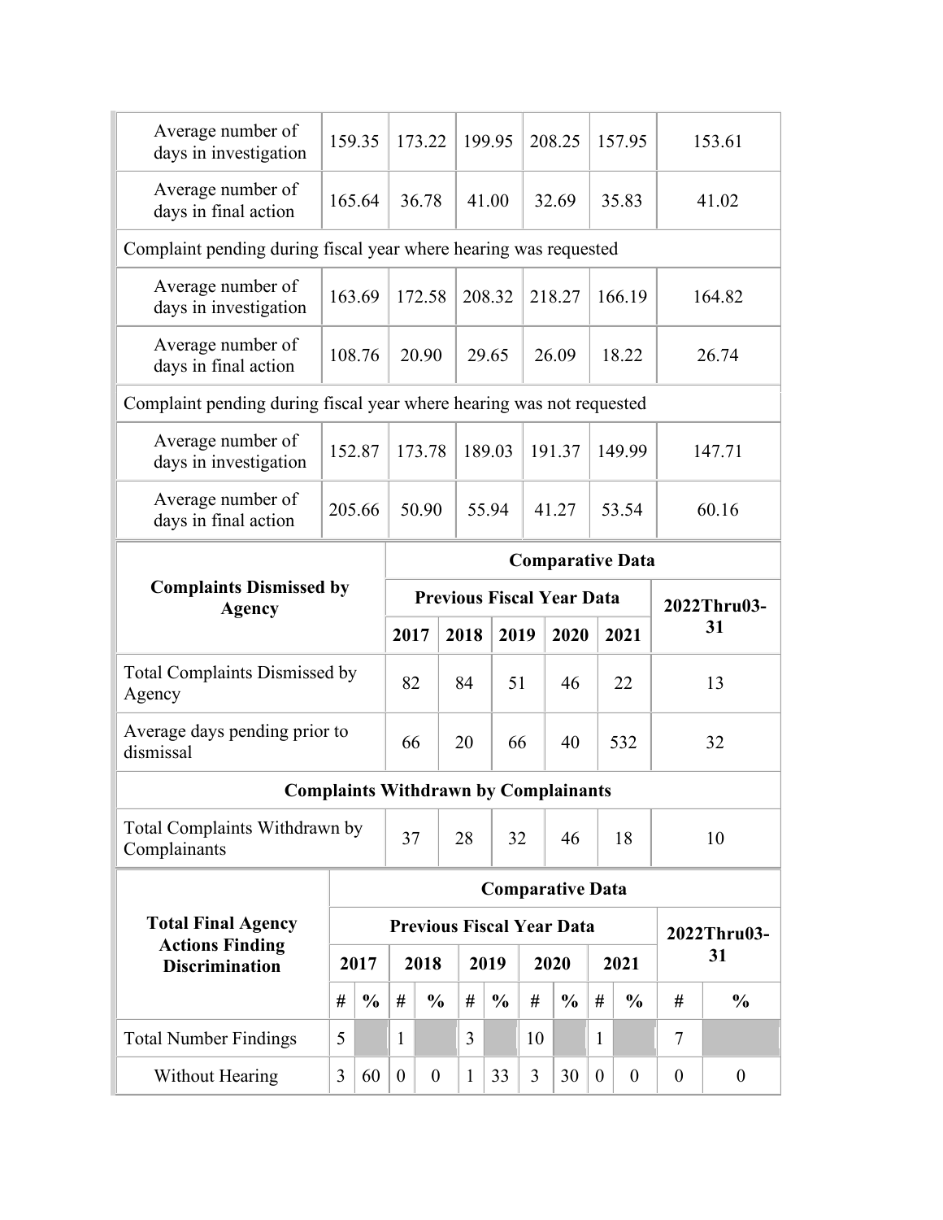| | | | | | | |
|---|---|---|---|---|---|---|
| Average number of days in investigation | 159.35 | 173.22 | 199.95 | 208.25 | 157.95 | 153.61 |
| Average number of days in final action | 165.64 | 36.78 | 41.00 | 32.69 | 35.83 | 41.02 |
| Complaint pending during fiscal year where hearing was requested | | | | | | |
| Average number of days in investigation | 163.69 | 172.58 | 208.32 | 218.27 | 166.19 | 164.82 |
| Average number of days in final action | 108.76 | 20.90 | 29.65 | 26.09 | 18.22 | 26.74 |
| Complaint pending during fiscal year where hearing was not requested | | | | | | |
| Average number of days in investigation | 152.87 | 173.78 | 189.03 | 191.37 | 149.99 | 147.71 |
| Average number of days in final action | 205.66 | 50.90 | 55.94 | 41.27 | 53.54 | 60.16 |

| Complaints Dismissed by Agency | Comparative Data | | | | | |
|---|---|---|---|---|---|---|
| | Previous Fiscal Year Data | | | | | 2022Thru03-31 |
| | 2017 | 2018 | 2019 | 2020 | 2021 | |
| Total Complaints Dismissed by Agency | 82 | 84 | 51 | 46 | 22 | 13 |
| Average days pending prior to dismissal | 66 | 20 | 66 | 40 | 532 | 32 |
| **Complaints Withdrawn by Complainants** | | | | | | |
| Total Complaints Withdrawn by Complainants | 37 | 28 | 32 | 46 | 18 | 10 |

| Total Final Agency Actions Finding Discrimination | Comparative Data | | | | | | | | | | | |
|---|---|---|---|---|---|---|---|---|---|---|---|---|
| | Previous Fiscal Year Data | | | | | | | | | | 2022Thru03-31 | |
| | 2017 | | 2018 | | 2019 | | 2020 | | 2021 | | | |
| | # | % | # | % | # | % | # | % | # | % | # | % |
| Total Number Findings | 5 | | 1 | | 3 | | 10 | | 1 | | 7 | |
| Without Hearing | 3 | 60 | 0 | 0 | 1 | 33 | 3 | 30 | 0 | 0 | 0 | 0 |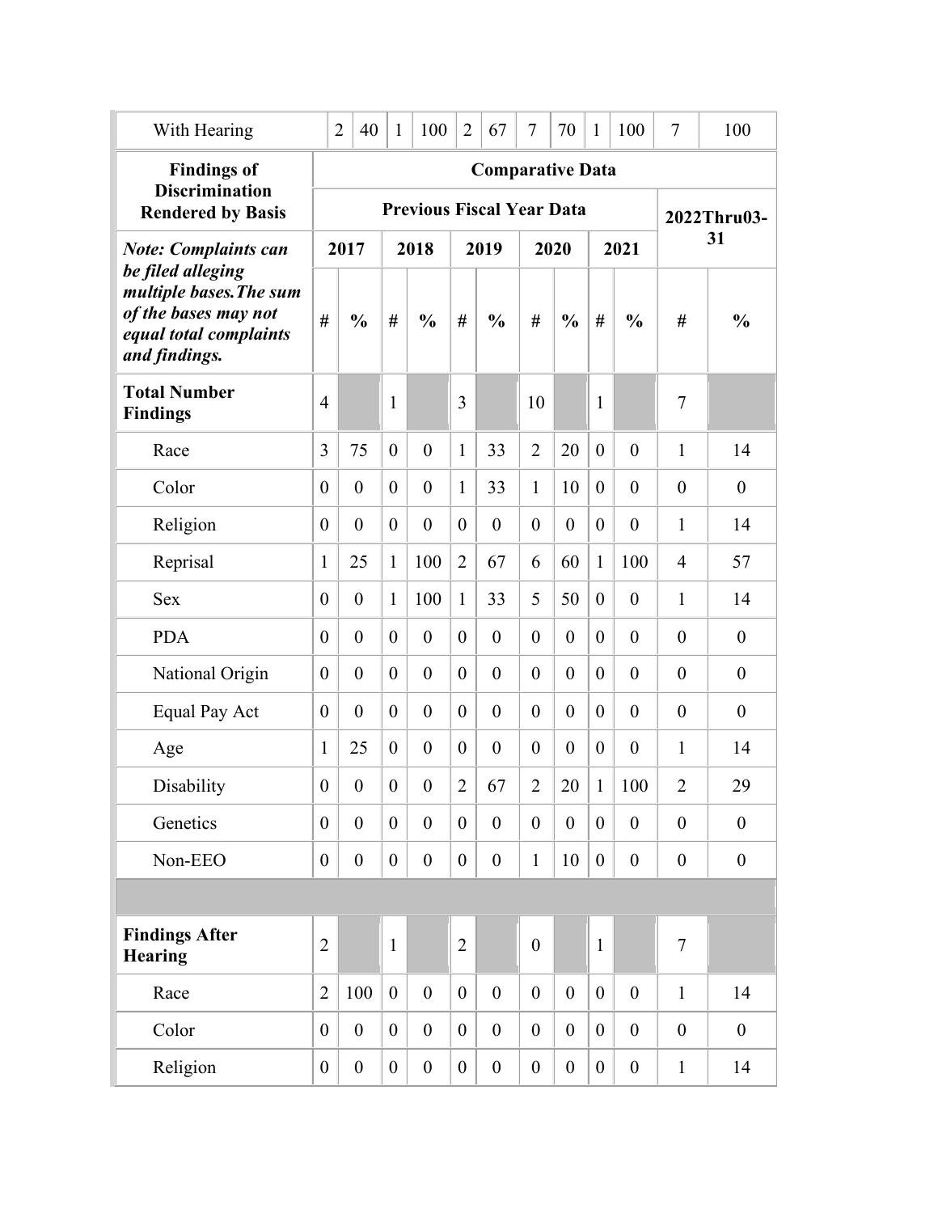| | 2017 | | 2018 | | 2019 | | 2020 | | 2021 | | 2022Thru03-31 | |
|---|---|---|---|---|---|---|---|---|---|---|---|---|
| With Hearing | 2 | 40 | 1 | 100 | 2 | 67 | 7 | 70 | 1 | 100 | 7 | 100 |

| **Findings of Discrimination Rendered by Basis** | **Comparative Data** | | | | | | | | | | | |
|---|---|---|---|---|---|---|---|---|---|---|---|---|
| | **Previous Fiscal Year Data** | | | | | | | | | | **2022Thru03-31** | |
| ***Note: Complaints can be filed alleging multiple bases.The sum of the bases may not equal total complaints and findings.*** | **2017** | | **2018** | | **2019** | | **2020** | | **2021** | | | |
| | **#** | **%** | **#** | **%** | **#** | **%** | **#** | **%** | **#** | **%** | **#** | **%** |
| **Total Number Findings** | 4 | | 1 | | 3 | | 10 | | 1 | | 7 | |
| Race | 3 | 75 | 0 | 0 | 1 | 33 | 2 | 20 | 0 | 0 | 1 | 14 |
| Color | 0 | 0 | 0 | 0 | 1 | 33 | 1 | 10 | 0 | 0 | 0 | 0 |
| Religion | 0 | 0 | 0 | 0 | 0 | 0 | 0 | 0 | 0 | 0 | 1 | 14 |
| Reprisal | 1 | 25 | 1 | 100 | 2 | 67 | 6 | 60 | 1 | 100 | 4 | 57 |
| Sex | 0 | 0 | 1 | 100 | 1 | 33 | 5 | 50 | 0 | 0 | 1 | 14 |
| PDA | 0 | 0 | 0 | 0 | 0 | 0 | 0 | 0 | 0 | 0 | 0 | 0 |
| National Origin | 0 | 0 | 0 | 0 | 0 | 0 | 0 | 0 | 0 | 0 | 0 | 0 |
| Equal Pay Act | 0 | 0 | 0 | 0 | 0 | 0 | 0 | 0 | 0 | 0 | 0 | 0 |
| Age | 1 | 25 | 0 | 0 | 0 | 0 | 0 | 0 | 0 | 0 | 1 | 14 |
| Disability | 0 | 0 | 0 | 0 | 2 | 67 | 2 | 20 | 1 | 100 | 2 | 29 |
| Genetics | 0 | 0 | 0 | 0 | 0 | 0 | 0 | 0 | 0 | 0 | 0 | 0 |
| Non-EEO | 0 | 0 | 0 | 0 | 0 | 0 | 1 | 10 | 0 | 0 | 0 | 0 |
| | | | | | | | | | | | | |
| **Findings After Hearing** | 2 | | 1 | | 2 | | 0 | | 1 | | 7 | |
| Race | 2 | 100 | 0 | 0 | 0 | 0 | 0 | 0 | 0 | 0 | 1 | 14 |
| Color | 0 | 0 | 0 | 0 | 0 | 0 | 0 | 0 | 0 | 0 | 0 | 0 |
| Religion | 0 | 0 | 0 | 0 | 0 | 0 | 0 | 0 | 0 | 0 | 1 | 14 |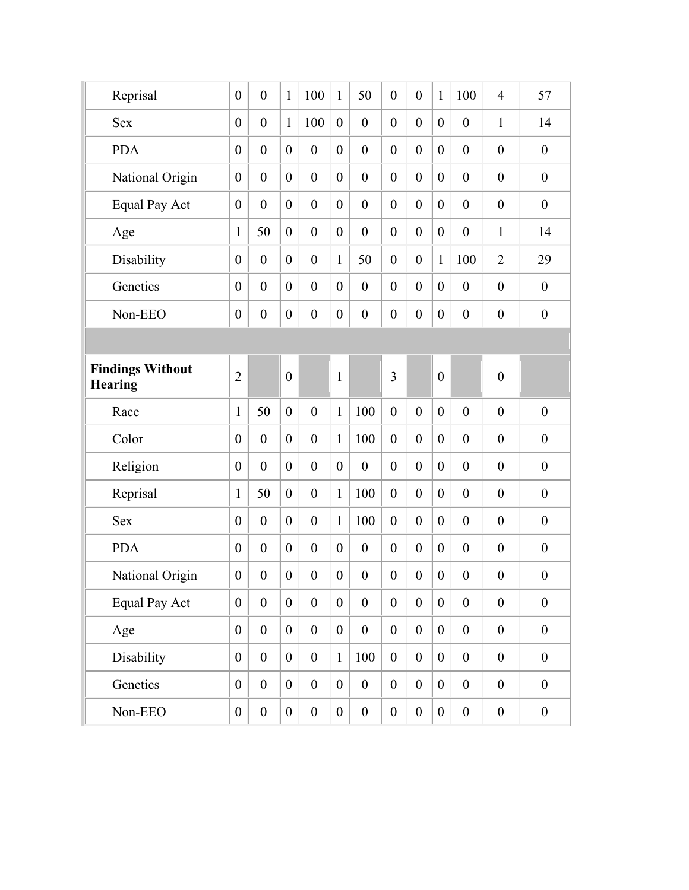| | | | | | | | | | | | | |
|---|---|---|---|---|---|---|---|---|---|---|---|---|
| Reprisal | 0 | 0 | 1 | 100 | 1 | 50 | 0 | 0 | 1 | 100 | 4 | 57 |
| Sex | 0 | 0 | 1 | 100 | 0 | 0 | 0 | 0 | 0 | 0 | 1 | 14 |
| PDA | 0 | 0 | 0 | 0 | 0 | 0 | 0 | 0 | 0 | 0 | 0 | 0 |
| National Origin | 0 | 0 | 0 | 0 | 0 | 0 | 0 | 0 | 0 | 0 | 0 | 0 |
| Equal Pay Act | 0 | 0 | 0 | 0 | 0 | 0 | 0 | 0 | 0 | 0 | 0 | 0 |
| Age | 1 | 50 | 0 | 0 | 0 | 0 | 0 | 0 | 0 | 0 | 1 | 14 |
| Disability | 0 | 0 | 0 | 0 | 1 | 50 | 0 | 0 | 1 | 100 | 2 | 29 |
| Genetics | 0 | 0 | 0 | 0 | 0 | 0 | 0 | 0 | 0 | 0 | 0 | 0 |
| Non-EEO | 0 | 0 | 0 | 0 | 0 | 0 | 0 | 0 | 0 | 0 | 0 | 0 |
| | | | | | | | | | | | | |
| **Findings Without Hearing** | 2 | | 0 | | 1 | | 3 | | 0 | | 0 | |
| Race | 1 | 50 | 0 | 0 | 1 | 100 | 0 | 0 | 0 | 0 | 0 | 0 |
| Color | 0 | 0 | 0 | 0 | 1 | 100 | 0 | 0 | 0 | 0 | 0 | 0 |
| Religion | 0 | 0 | 0 | 0 | 0 | 0 | 0 | 0 | 0 | 0 | 0 | 0 |
| Reprisal | 1 | 50 | 0 | 0 | 1 | 100 | 0 | 0 | 0 | 0 | 0 | 0 |
| Sex | 0 | 0 | 0 | 0 | 1 | 100 | 0 | 0 | 0 | 0 | 0 | 0 |
| PDA | 0 | 0 | 0 | 0 | 0 | 0 | 0 | 0 | 0 | 0 | 0 | 0 |
| National Origin | 0 | 0 | 0 | 0 | 0 | 0 | 0 | 0 | 0 | 0 | 0 | 0 |
| Equal Pay Act | 0 | 0 | 0 | 0 | 0 | 0 | 0 | 0 | 0 | 0 | 0 | 0 |
| Age | 0 | 0 | 0 | 0 | 0 | 0 | 0 | 0 | 0 | 0 | 0 | 0 |
| Disability | 0 | 0 | 0 | 0 | 1 | 100 | 0 | 0 | 0 | 0 | 0 | 0 |
| Genetics | 0 | 0 | 0 | 0 | 0 | 0 | 0 | 0 | 0 | 0 | 0 | 0 |
| Non-EEO | 0 | 0 | 0 | 0 | 0 | 0 | 0 | 0 | 0 | 0 | 0 | 0 |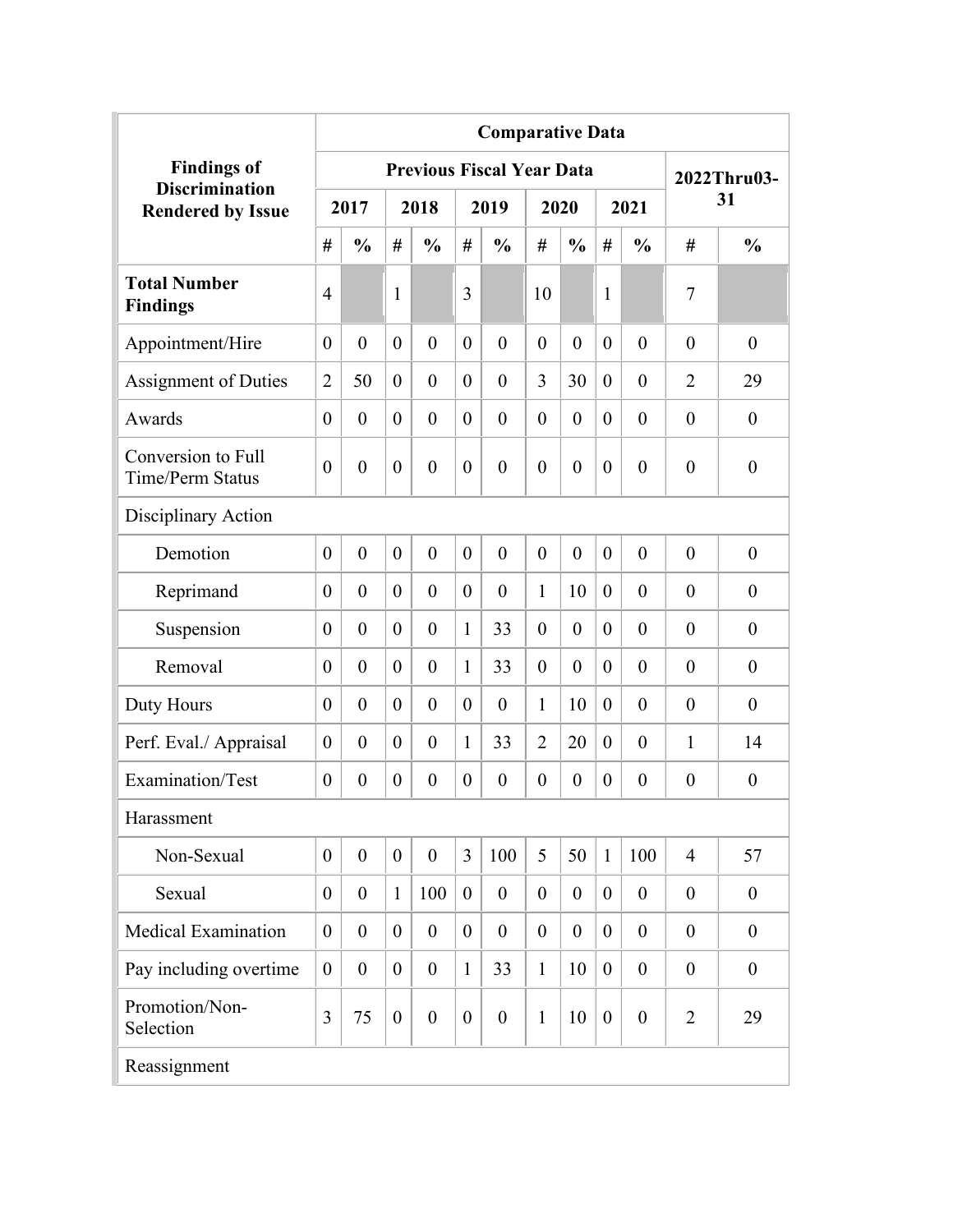| Findings of Discrimination Rendered by Issue | Comparative Data | | | | | | | | | | | |
|---|---|---|---|---|---|---|---|---|---|---|---|---|
| | Previous Fiscal Year Data | | | | | | | | | | 2022Thru03-31 | |
| | 2017 | | 2018 | | 2019 | | 2020 | | 2021 | | | |
| | # | % | # | % | # | % | # | % | # | % | # | % |
| **Total Number Findings** | 4 | | 1 | | 3 | | 10 | | 1 | | 7 | |
| Appointment/Hire | 0 | 0 | 0 | 0 | 0 | 0 | 0 | 0 | 0 | 0 | 0 | 0 |
| Assignment of Duties | 2 | 50 | 0 | 0 | 0 | 0 | 3 | 30 | 0 | 0 | 2 | 29 |
| Awards | 0 | 0 | 0 | 0 | 0 | 0 | 0 | 0 | 0 | 0 | 0 | 0 |
| Conversion to Full Time/Perm Status | 0 | 0 | 0 | 0 | 0 | 0 | 0 | 0 | 0 | 0 | 0 | 0 |
| Disciplinary Action | | | | | | | | | | | | |
| Demotion | 0 | 0 | 0 | 0 | 0 | 0 | 0 | 0 | 0 | 0 | 0 | 0 |
| Reprimand | 0 | 0 | 0 | 0 | 0 | 0 | 1 | 10 | 0 | 0 | 0 | 0 |
| Suspension | 0 | 0 | 0 | 0 | 1 | 33 | 0 | 0 | 0 | 0 | 0 | 0 |
| Removal | 0 | 0 | 0 | 0 | 1 | 33 | 0 | 0 | 0 | 0 | 0 | 0 |
| Duty Hours | 0 | 0 | 0 | 0 | 0 | 0 | 1 | 10 | 0 | 0 | 0 | 0 |
| Perf. Eval./ Appraisal | 0 | 0 | 0 | 0 | 1 | 33 | 2 | 20 | 0 | 0 | 1 | 14 |
| Examination/Test | 0 | 0 | 0 | 0 | 0 | 0 | 0 | 0 | 0 | 0 | 0 | 0 |
| Harassment | | | | | | | | | | | | |
| Non-Sexual | 0 | 0 | 0 | 0 | 3 | 100 | 5 | 50 | 1 | 100 | 4 | 57 |
| Sexual | 0 | 0 | 1 | 100 | 0 | 0 | 0 | 0 | 0 | 0 | 0 | 0 |
| Medical Examination | 0 | 0 | 0 | 0 | 0 | 0 | 0 | 0 | 0 | 0 | 0 | 0 |
| Pay including overtime | 0 | 0 | 0 | 0 | 1 | 33 | 1 | 10 | 0 | 0 | 0 | 0 |
| Promotion/Non-Selection | 3 | 75 | 0 | 0 | 0 | 0 | 1 | 10 | 0 | 0 | 2 | 29 |
| Reassignment | | | | | | | | | | | | |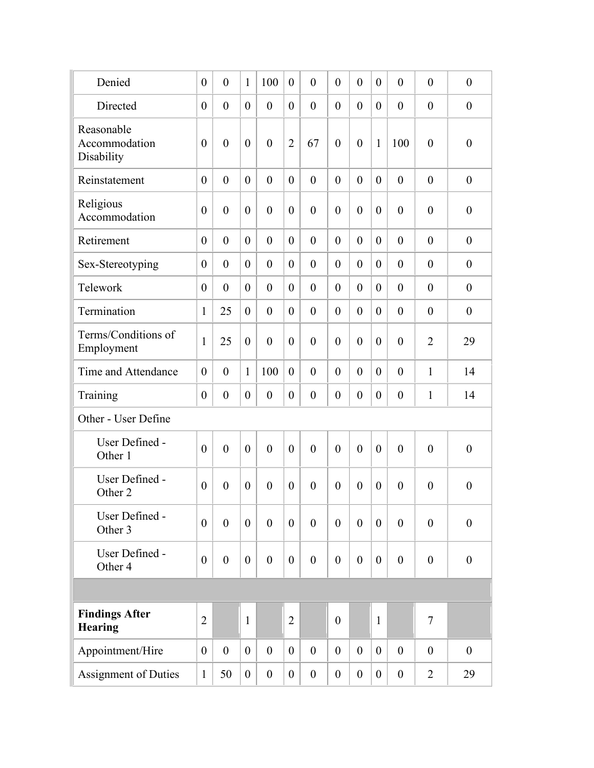| | | | | | | | | | | | | |
|---|---|---|---|---|---|---|---|---|---|---|---|---|
| Denied | 0 | 0 | 1 | 100 | 0 | 0 | 0 | 0 | 0 | 0 | 0 | 0 |
| Directed | 0 | 0 | 0 | 0 | 0 | 0 | 0 | 0 | 0 | 0 | 0 | 0 |
| Reasonable Accommodation Disability | 0 | 0 | 0 | 0 | 2 | 67 | 0 | 0 | 1 | 100 | 0 | 0 |
| Reinstatement | 0 | 0 | 0 | 0 | 0 | 0 | 0 | 0 | 0 | 0 | 0 | 0 |
| Religious Accommodation | 0 | 0 | 0 | 0 | 0 | 0 | 0 | 0 | 0 | 0 | 0 | 0 |
| Retirement | 0 | 0 | 0 | 0 | 0 | 0 | 0 | 0 | 0 | 0 | 0 | 0 |
| Sex-Stereotyping | 0 | 0 | 0 | 0 | 0 | 0 | 0 | 0 | 0 | 0 | 0 | 0 |
| Telework | 0 | 0 | 0 | 0 | 0 | 0 | 0 | 0 | 0 | 0 | 0 | 0 |
| Termination | 1 | 25 | 0 | 0 | 0 | 0 | 0 | 0 | 0 | 0 | 0 | 0 |
| Terms/Conditions of Employment | 1 | 25 | 0 | 0 | 0 | 0 | 0 | 0 | 0 | 0 | 2 | 29 |
| Time and Attendance | 0 | 0 | 1 | 100 | 0 | 0 | 0 | 0 | 0 | 0 | 1 | 14 |
| Training | 0 | 0 | 0 | 0 | 0 | 0 | 0 | 0 | 0 | 0 | 1 | 14 |
| Other - User Define | | | | | | | | | | | | |
| User Defined - Other 1 | 0 | 0 | 0 | 0 | 0 | 0 | 0 | 0 | 0 | 0 | 0 | 0 |
| User Defined - Other 2 | 0 | 0 | 0 | 0 | 0 | 0 | 0 | 0 | 0 | 0 | 0 | 0 |
| User Defined - Other 3 | 0 | 0 | 0 | 0 | 0 | 0 | 0 | 0 | 0 | 0 | 0 | 0 |
| User Defined - Other 4 | 0 | 0 | 0 | 0 | 0 | 0 | 0 | 0 | 0 | 0 | 0 | 0 |
| | | | | | | | | | | | | |
| **Findings After Hearing** | 2 | | 1 | | 2 | | 0 | | 1 | | 7 | |
| Appointment/Hire | 0 | 0 | 0 | 0 | 0 | 0 | 0 | 0 | 0 | 0 | 0 | 0 |
| Assignment of Duties | 1 | 50 | 0 | 0 | 0 | 0 | 0 | 0 | 0 | 0 | 2 | 29 |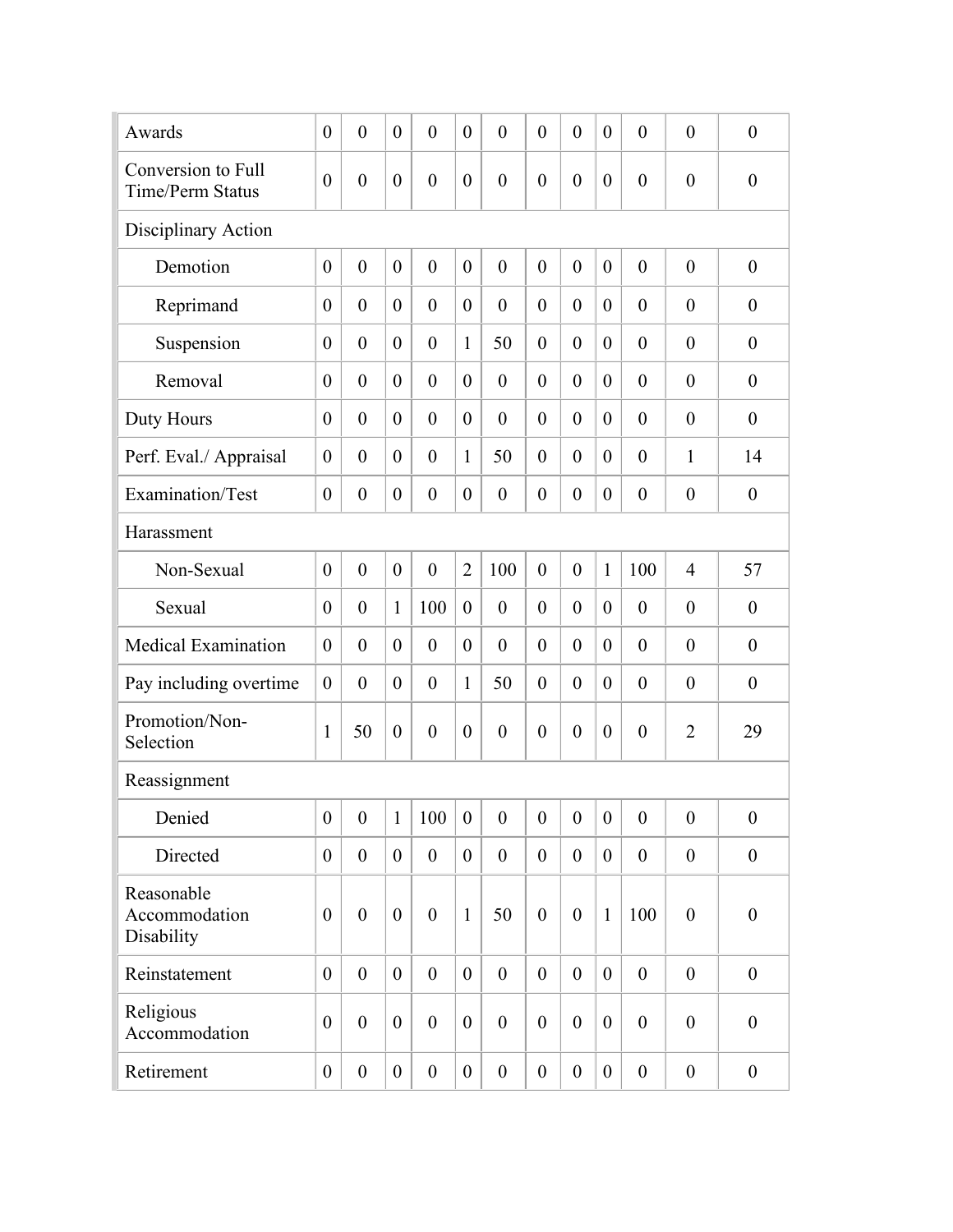| | | | | | | | | | | | | |
|---|---|---|---|---|---|---|---|---|---|---|---|---|
| Awards | 0 | 0 | 0 | 0 | 0 | 0 | 0 | 0 | 0 | 0 | 0 | 0 |
| Conversion to Full Time/Perm Status | 0 | 0 | 0 | 0 | 0 | 0 | 0 | 0 | 0 | 0 | 0 | 0 |
| Disciplinary Action | | | | | | | | | | | | |
| Demotion | 0 | 0 | 0 | 0 | 0 | 0 | 0 | 0 | 0 | 0 | 0 | 0 |
| Reprimand | 0 | 0 | 0 | 0 | 0 | 0 | 0 | 0 | 0 | 0 | 0 | 0 |
| Suspension | 0 | 0 | 0 | 0 | 1 | 50 | 0 | 0 | 0 | 0 | 0 | 0 |
| Removal | 0 | 0 | 0 | 0 | 0 | 0 | 0 | 0 | 0 | 0 | 0 | 0 |
| Duty Hours | 0 | 0 | 0 | 0 | 0 | 0 | 0 | 0 | 0 | 0 | 0 | 0 |
| Perf. Eval./ Appraisal | 0 | 0 | 0 | 0 | 1 | 50 | 0 | 0 | 0 | 0 | 1 | 14 |
| Examination/Test | 0 | 0 | 0 | 0 | 0 | 0 | 0 | 0 | 0 | 0 | 0 | 0 |
| Harassment | | | | | | | | | | | | |
| Non-Sexual | 0 | 0 | 0 | 0 | 2 | 100 | 0 | 0 | 1 | 100 | 4 | 57 |
| Sexual | 0 | 0 | 1 | 100 | 0 | 0 | 0 | 0 | 0 | 0 | 0 | 0 |
| Medical Examination | 0 | 0 | 0 | 0 | 0 | 0 | 0 | 0 | 0 | 0 | 0 | 0 |
| Pay including overtime | 0 | 0 | 0 | 0 | 1 | 50 | 0 | 0 | 0 | 0 | 0 | 0 |
| Promotion/Non-Selection | 1 | 50 | 0 | 0 | 0 | 0 | 0 | 0 | 0 | 0 | 2 | 29 |
| Reassignment | | | | | | | | | | | | |
| Denied | 0 | 0 | 1 | 100 | 0 | 0 | 0 | 0 | 0 | 0 | 0 | 0 |
| Directed | 0 | 0 | 0 | 0 | 0 | 0 | 0 | 0 | 0 | 0 | 0 | 0 |
| Reasonable Accommodation Disability | 0 | 0 | 0 | 0 | 1 | 50 | 0 | 0 | 1 | 100 | 0 | 0 |
| Reinstatement | 0 | 0 | 0 | 0 | 0 | 0 | 0 | 0 | 0 | 0 | 0 | 0 |
| Religious Accommodation | 0 | 0 | 0 | 0 | 0 | 0 | 0 | 0 | 0 | 0 | 0 | 0 |
| Retirement | 0 | 0 | 0 | 0 | 0 | 0 | 0 | 0 | 0 | 0 | 0 | 0 |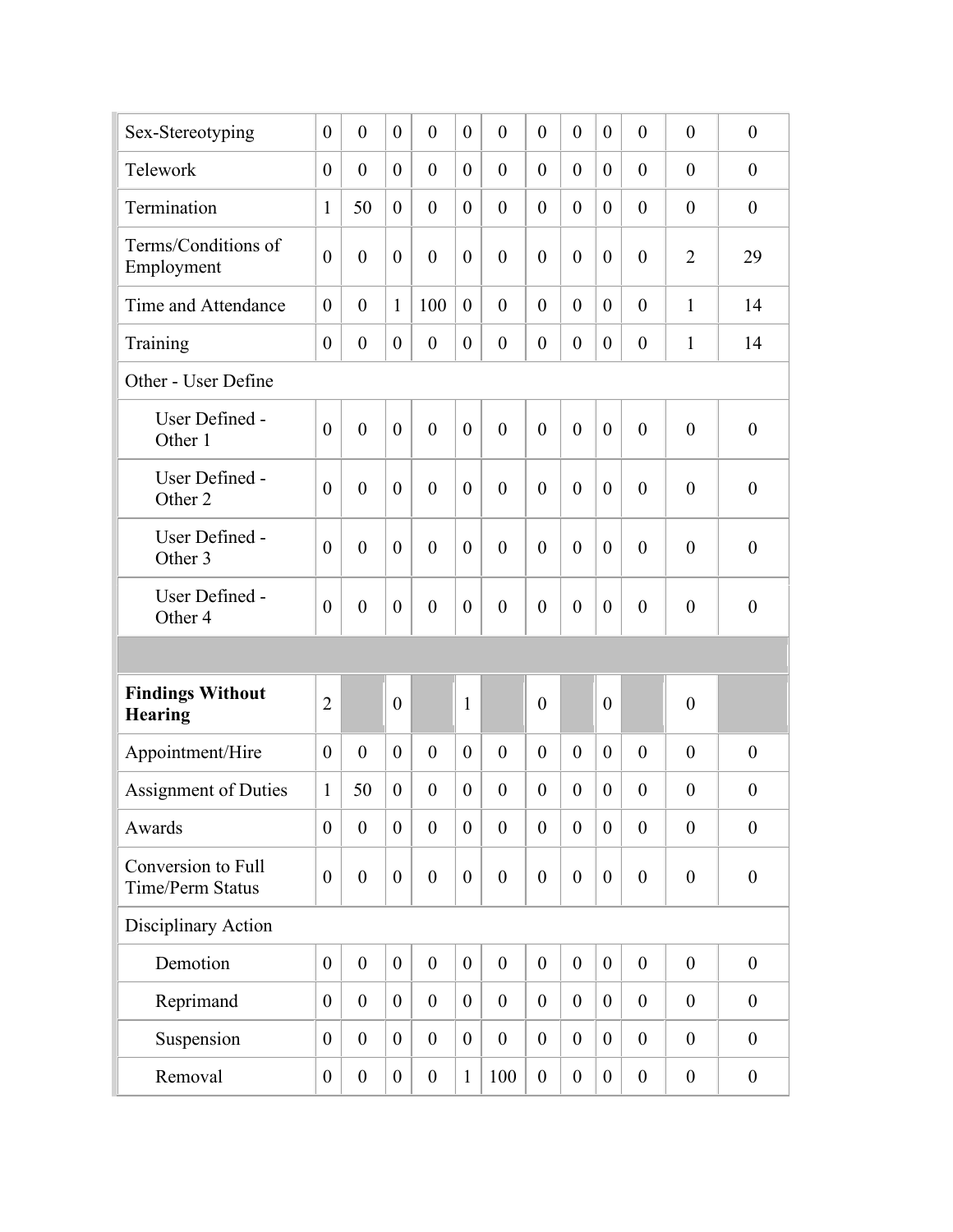| | | | | | | | | | | | | |
|---|---|---|---|---|---|---|---|---|---|---|---|---|
| Sex-Stereotyping | 0 | 0 | 0 | 0 | 0 | 0 | 0 | 0 | 0 | 0 | 0 | 0 |
| Telework | 0 | 0 | 0 | 0 | 0 | 0 | 0 | 0 | 0 | 0 | 0 | 0 |
| Termination | 1 | 50 | 0 | 0 | 0 | 0 | 0 | 0 | 0 | 0 | 0 | 0 |
| Terms/Conditions of Employment | 0 | 0 | 0 | 0 | 0 | 0 | 0 | 0 | 0 | 0 | 2 | 29 |
| Time and Attendance | 0 | 0 | 1 | 100 | 0 | 0 | 0 | 0 | 0 | 0 | 1 | 14 |
| Training | 0 | 0 | 0 | 0 | 0 | 0 | 0 | 0 | 0 | 0 | 1 | 14 |
| Other - User Define | | | | | | | | | | | | |
| User Defined - Other 1 | 0 | 0 | 0 | 0 | 0 | 0 | 0 | 0 | 0 | 0 | 0 | 0 |
| User Defined - Other 2 | 0 | 0 | 0 | 0 | 0 | 0 | 0 | 0 | 0 | 0 | 0 | 0 |
| User Defined - Other 3 | 0 | 0 | 0 | 0 | 0 | 0 | 0 | 0 | 0 | 0 | 0 | 0 |
| User Defined - Other 4 | 0 | 0 | 0 | 0 | 0 | 0 | 0 | 0 | 0 | 0 | 0 | 0 |
| | | | | | | | | | | | | |
| **Findings Without Hearing** | 2 | | 0 | | 1 | | 0 | | 0 | | 0 | |
| Appointment/Hire | 0 | 0 | 0 | 0 | 0 | 0 | 0 | 0 | 0 | 0 | 0 | 0 |
| Assignment of Duties | 1 | 50 | 0 | 0 | 0 | 0 | 0 | 0 | 0 | 0 | 0 | 0 |
| Awards | 0 | 0 | 0 | 0 | 0 | 0 | 0 | 0 | 0 | 0 | 0 | 0 |
| Conversion to Full Time/Perm Status | 0 | 0 | 0 | 0 | 0 | 0 | 0 | 0 | 0 | 0 | 0 | 0 |
| Disciplinary Action | | | | | | | | | | | | |
| Demotion | 0 | 0 | 0 | 0 | 0 | 0 | 0 | 0 | 0 | 0 | 0 | 0 |
| Reprimand | 0 | 0 | 0 | 0 | 0 | 0 | 0 | 0 | 0 | 0 | 0 | 0 |
| Suspension | 0 | 0 | 0 | 0 | 0 | 0 | 0 | 0 | 0 | 0 | 0 | 0 |
| Removal | 0 | 0 | 0 | 0 | 1 | 100 | 0 | 0 | 0 | 0 | 0 | 0 |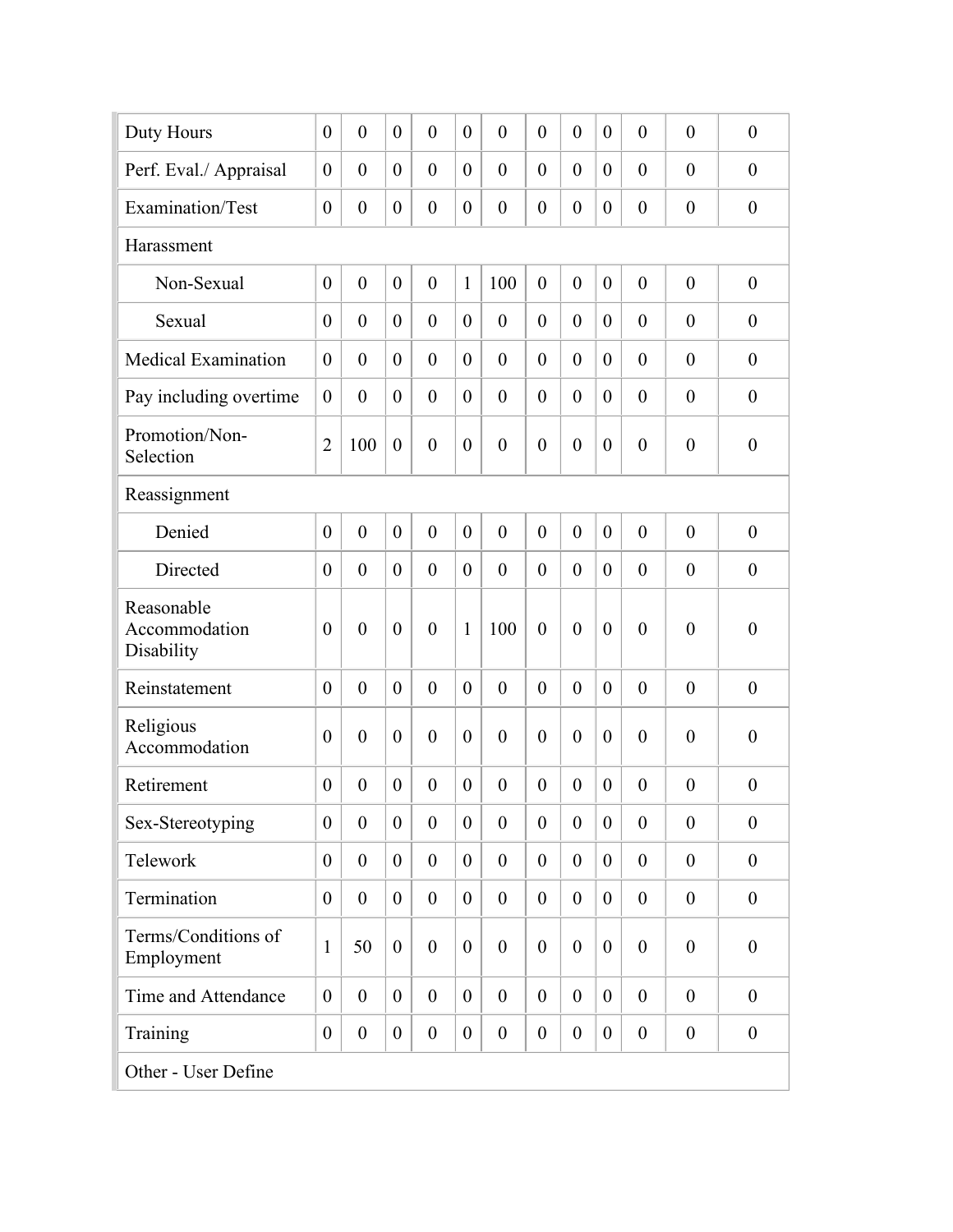| | | | | | | | | | | | | |
|---|---|---|---|---|---|---|---|---|---|---|---|---|
| Duty Hours | 0 | 0 | 0 | 0 | 0 | 0 | 0 | 0 | 0 | 0 | 0 | 0 |
| Perf. Eval./ Appraisal | 0 | 0 | 0 | 0 | 0 | 0 | 0 | 0 | 0 | 0 | 0 | 0 |
| Examination/Test | 0 | 0 | 0 | 0 | 0 | 0 | 0 | 0 | 0 | 0 | 0 | 0 |
| Harassment | | | | | | | | | | | | |
| Non-Sexual | 0 | 0 | 0 | 0 | 1 | 100 | 0 | 0 | 0 | 0 | 0 | 0 |
| Sexual | 0 | 0 | 0 | 0 | 0 | 0 | 0 | 0 | 0 | 0 | 0 | 0 |
| Medical Examination | 0 | 0 | 0 | 0 | 0 | 0 | 0 | 0 | 0 | 0 | 0 | 0 |
| Pay including overtime | 0 | 0 | 0 | 0 | 0 | 0 | 0 | 0 | 0 | 0 | 0 | 0 |
| Promotion/Non-Selection | 2 | 100 | 0 | 0 | 0 | 0 | 0 | 0 | 0 | 0 | 0 | 0 |
| Reassignment | | | | | | | | | | | | |
| Denied | 0 | 0 | 0 | 0 | 0 | 0 | 0 | 0 | 0 | 0 | 0 | 0 |
| Directed | 0 | 0 | 0 | 0 | 0 | 0 | 0 | 0 | 0 | 0 | 0 | 0 |
| Reasonable Accommodation Disability | 0 | 0 | 0 | 0 | 1 | 100 | 0 | 0 | 0 | 0 | 0 | 0 |
| Reinstatement | 0 | 0 | 0 | 0 | 0 | 0 | 0 | 0 | 0 | 0 | 0 | 0 |
| Religious Accommodation | 0 | 0 | 0 | 0 | 0 | 0 | 0 | 0 | 0 | 0 | 0 | 0 |
| Retirement | 0 | 0 | 0 | 0 | 0 | 0 | 0 | 0 | 0 | 0 | 0 | 0 |
| Sex-Stereotyping | 0 | 0 | 0 | 0 | 0 | 0 | 0 | 0 | 0 | 0 | 0 | 0 |
| Telework | 0 | 0 | 0 | 0 | 0 | 0 | 0 | 0 | 0 | 0 | 0 | 0 |
| Termination | 0 | 0 | 0 | 0 | 0 | 0 | 0 | 0 | 0 | 0 | 0 | 0 |
| Terms/Conditions of Employment | 1 | 50 | 0 | 0 | 0 | 0 | 0 | 0 | 0 | 0 | 0 | 0 |
| Time and Attendance | 0 | 0 | 0 | 0 | 0 | 0 | 0 | 0 | 0 | 0 | 0 | 0 |
| Training | 0 | 0 | 0 | 0 | 0 | 0 | 0 | 0 | 0 | 0 | 0 | 0 |
| Other - User Define | | | | | | | | | | | | |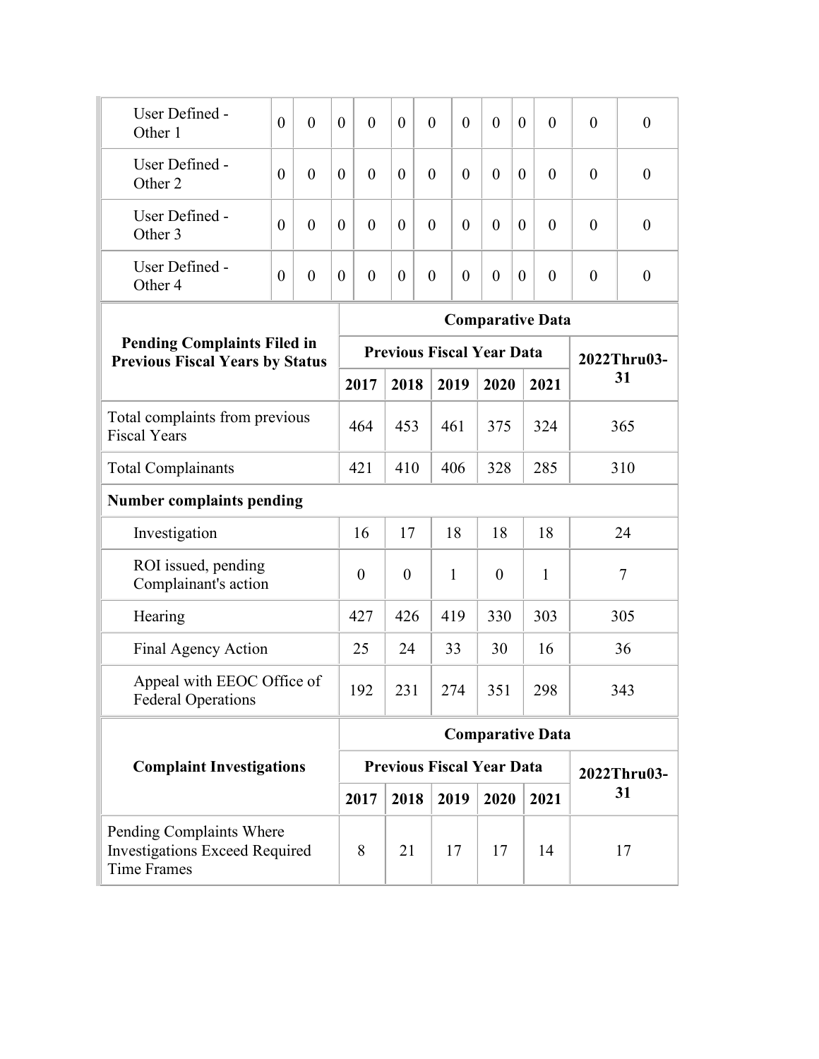| | | | | | | | | | | | | |
|---|---|---|---|---|---|---|---|---|---|---|---|---|
| User Defined - Other 1 | 0 | 0 | 0 | 0 | 0 | 0 | 0 | 0 | 0 | 0 | 0 | 0 |
| User Defined - Other 2 | 0 | 0 | 0 | 0 | 0 | 0 | 0 | 0 | 0 | 0 | 0 | 0 |
| User Defined - Other 3 | 0 | 0 | 0 | 0 | 0 | 0 | 0 | 0 | 0 | 0 | 0 | 0 |
| User Defined - Other 4 | 0 | 0 | 0 | 0 | 0 | 0 | 0 | 0 | 0 | 0 | 0 | 0 |

| **Pending Complaints Filed in Previous Fiscal Years by Status** | **Comparative Data** | | | | | |
|---|---|---|---|---|---|---|
| | **Previous Fiscal Year Data** | | | | | **2022Thru03-31** |
| | **2017** | **2018** | **2019** | **2020** | **2021** | |
| Total complaints from previous Fiscal Years | 464 | 453 | 461 | 375 | 324 | 365 |
| Total Complainants | 421 | 410 | 406 | 328 | 285 | 310 |
| **Number complaints pending** | | | | | | |
| Investigation | 16 | 17 | 18 | 18 | 18 | 24 |
| ROI issued, pending Complainant's action | 0 | 0 | 1 | 0 | 1 | 7 |
| Hearing | 427 | 426 | 419 | 330 | 303 | 305 |
| Final Agency Action | 25 | 24 | 33 | 30 | 16 | 36 |
| Appeal with EEOC Office of Federal Operations | 192 | 231 | 274 | 351 | 298 | 343 |

| **Complaint Investigations** | **Comparative Data** | | | | | |
|---|---|---|---|---|---|---|
| | **Previous Fiscal Year Data** | | | | | **2022Thru03-31** |
| | **2017** | **2018** | **2019** | **2020** | **2021** | |
| Pending Complaints Where Investigations Exceed Required Time Frames | 8 | 21 | 17 | 17 | 14 | 17 |